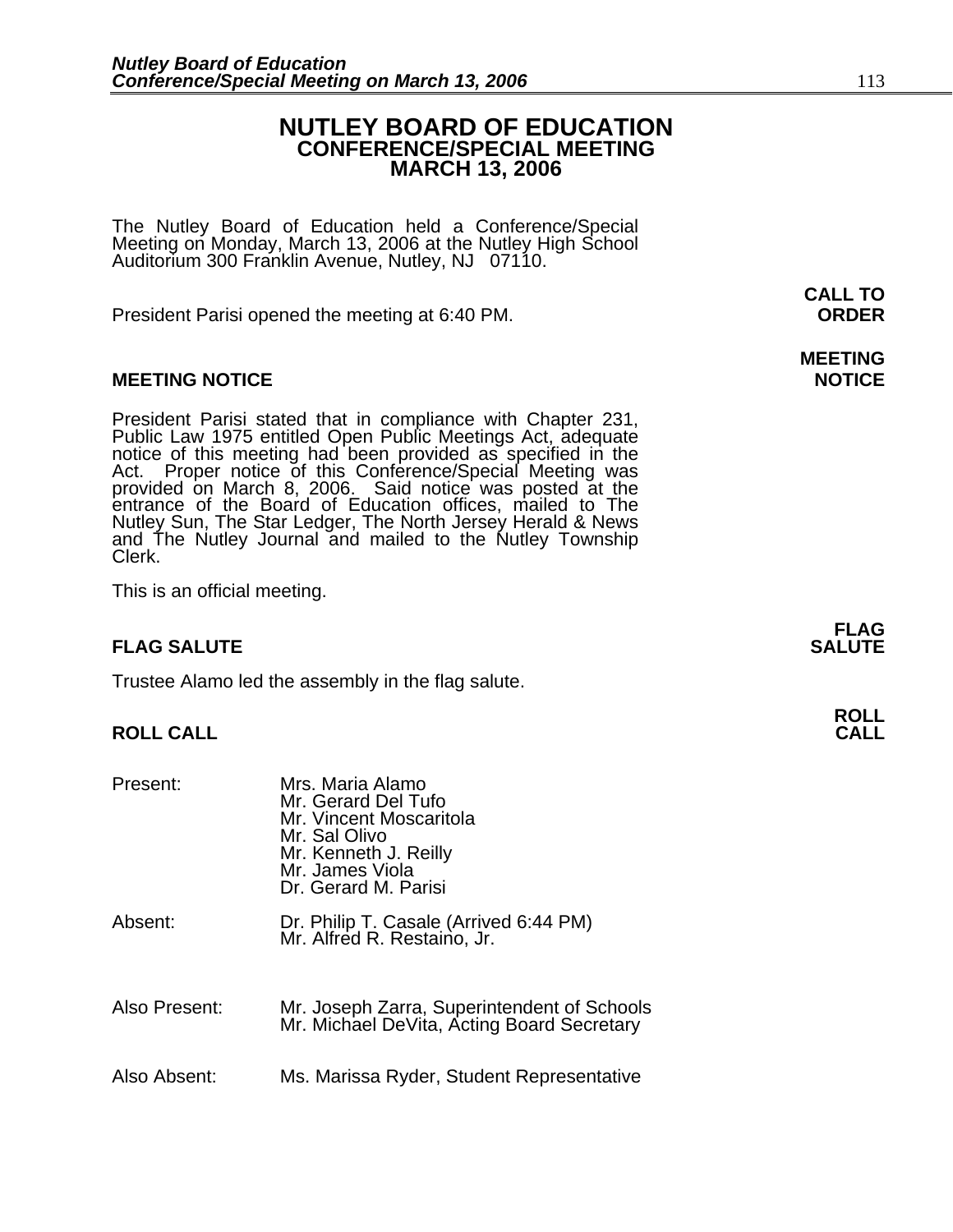# NUTLEY BOARD OF EDUCATION
## CONFERENCE/SPECIAL MEETING
## MARCH 13, 2006

The Nutley Board of Education held a Conference/Special Meeting on Monday, March 13, 2006 at the Nutley High School Auditorium 300 Franklin Avenue, Nutley, NJ 07110.

**CALL TO ORDER**

President Parisi opened the meeting at 6:40 PM.

**MEETING NOTICE**

### MEETING NOTICE

President Parisi stated that in compliance with Chapter 231, Public Law 1975 entitled Open Public Meetings Act, adequate notice of this meeting had been provided as specified in the Act. Proper notice of this Conference/Special Meeting was provided on March 8, 2006. Said notice was posted at the entrance of the Board of Education offices, mailed to The Nutley Sun, The Star Ledger, The North Jersey Herald & News and The Nutley Journal and mailed to the Nutley Township Clerk.

This is an official meeting.

**FLAG SALUTE**

### FLAG SALUTE

Trustee Alamo led the assembly in the flag salute.

**ROLL CALL**

### ROLL CALL

Present:
- Mrs. Maria Alamo
- Mr. Gerard Del Tufo
- Mr. Vincent Moscaritola
- Mr. Sal Olivo
- Mr. Kenneth J. Reilly
- Mr. James Viola
- Dr. Gerard M. Parisi

Absent:
- Dr. Philip T. Casale (Arrived 6:44 PM)
- Mr. Alfred R. Restaino, Jr.

Also Present:
- Mr. Joseph Zarra, Superintendent of Schools
- Mr. Michael DeVita, Acting Board Secretary

Also Absent:
- Ms. Marissa Ryder, Student Representative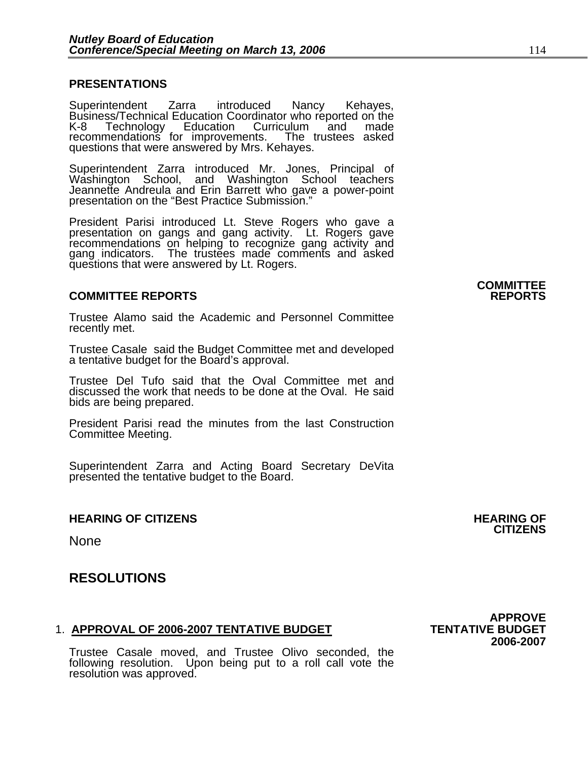## PRESENTATIONS

Superintendent Zarra introduced Nancy Kehayes, Business/Technical Education Coordinator who reported on the K-8 Technology Education Curriculum and made recommendations for improvements. The trustees asked questions that were answered by Mrs. Kehayes.

Superintendent Zarra introduced Mr. Jones, Principal of Washington School, and Washington School teachers Jeannette Andreula and Erin Barrett who gave a power-point presentation on the "Best Practice Submission."

President Parisi introduced Lt. Steve Rogers who gave a presentation on gangs and gang activity. Lt. Rogers gave recommendations on helping to recognize gang activity and gang indicators. The trustees made comments and asked questions that were answered by Lt. Rogers.

## COMMITTEE REPORTS

**COMMITTEE REPORTS**

Trustee Alamo said the Academic and Personnel Committee recently met.

Trustee Casale said the Budget Committee met and developed a tentative budget for the Board's approval.

Trustee Del Tufo said that the Oval Committee met and discussed the work that needs to be done at the Oval. He said bids are being prepared.

President Parisi read the minutes from the last Construction Committee Meeting.

Superintendent Zarra and Acting Board Secretary DeVita presented the tentative budget to the Board.

## HEARING OF CITIZENS

**HEARING OF CITIZENS**

None

# RESOLUTIONS

1. **APPROVAL OF 2006-2007 TENTATIVE BUDGET**

**APPROVE TENTATIVE BUDGET 2006-2007**

Trustee Casale moved, and Trustee Olivo seconded, the following resolution. Upon being put to a roll call vote the resolution was approved.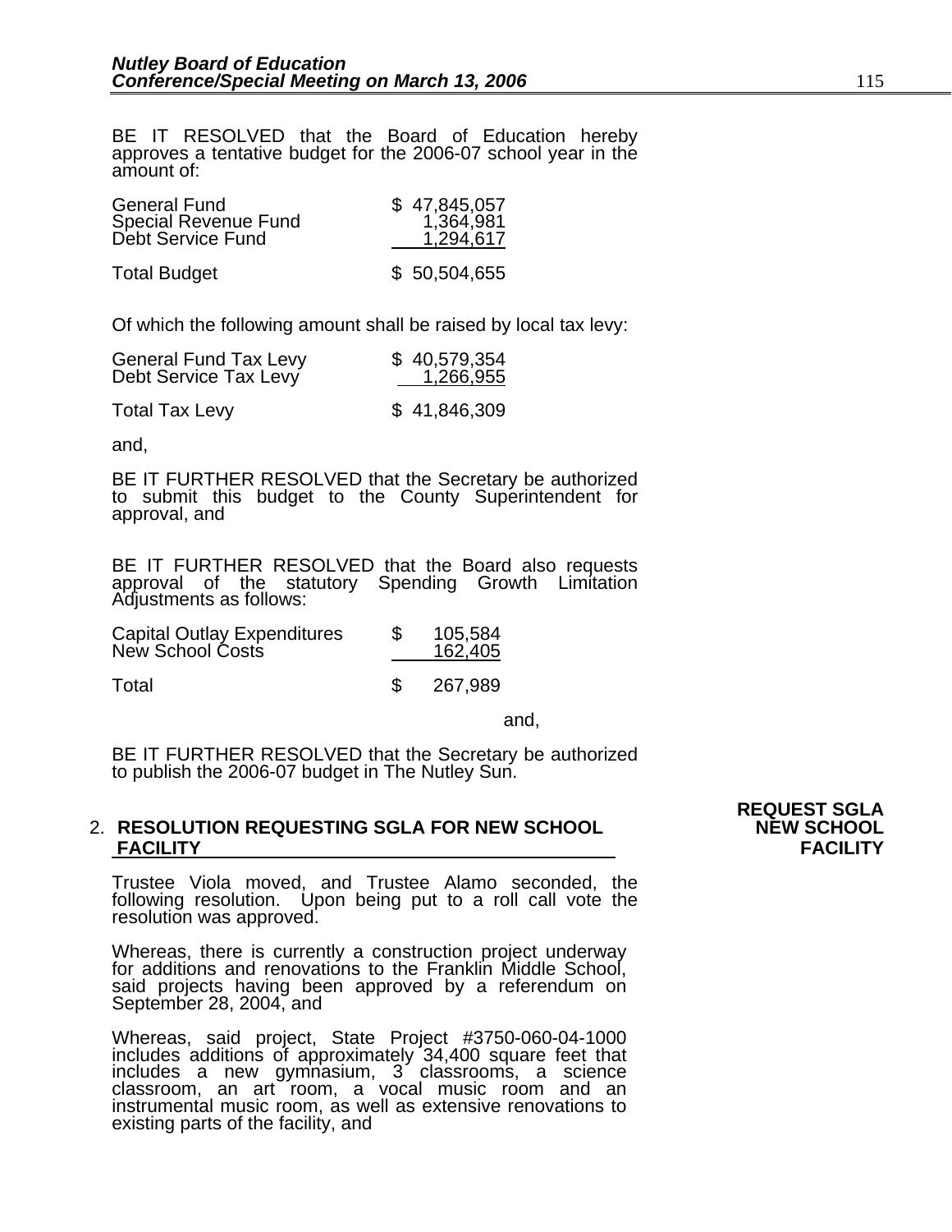BE IT RESOLVED that the Board of Education hereby approves a tentative budget for the 2006-07 school year in the amount of:

| | |
|---|---|
| General Fund | $ 47,845,057 |
| Special Revenue Fund | 1,364,981 |
| Debt Service Fund | 1,294,617 |
| Total Budget | $ 50,504,655 |

Of which the following amount shall be raised by local tax levy:

| | |
|---|---|
| General Fund Tax Levy | $ 40,579,354 |
| Debt Service Tax Levy | 1,266,955 |
| Total Tax Levy | $ 41,846,309 |

and,

BE IT FURTHER RESOLVED that the Secretary be authorized to submit this budget to the County Superintendent for approval, and

BE IT FURTHER RESOLVED that the Board also requests approval of the statutory Spending Growth Limitation Adjustments as follows:

| | |
|---|---|
| Capital Outlay Expenditures | $ 105,584 |
| New School Costs | 162,405 |
| Total | $ 267,989 |

and,

BE IT FURTHER RESOLVED that the Secretary be authorized to publish the 2006-07 budget in The Nutley Sun.

**REQUEST SGLA NEW SCHOOL FACILITY**

2. **RESOLUTION REQUESTING SGLA FOR NEW SCHOOL FACILITY**

Trustee Viola moved, and Trustee Alamo seconded, the following resolution. Upon being put to a roll call vote the resolution was approved.

Whereas, there is currently a construction project underway for additions and renovations to the Franklin Middle School, said projects having been approved by a referendum on September 28, 2004, and

Whereas, said project, State Project #3750-060-04-1000 includes additions of approximately 34,400 square feet that includes a new gymnasium, 3 classrooms, a science classroom, an art room, a vocal music room and an instrumental music room, as well as extensive renovations to existing parts of the facility, and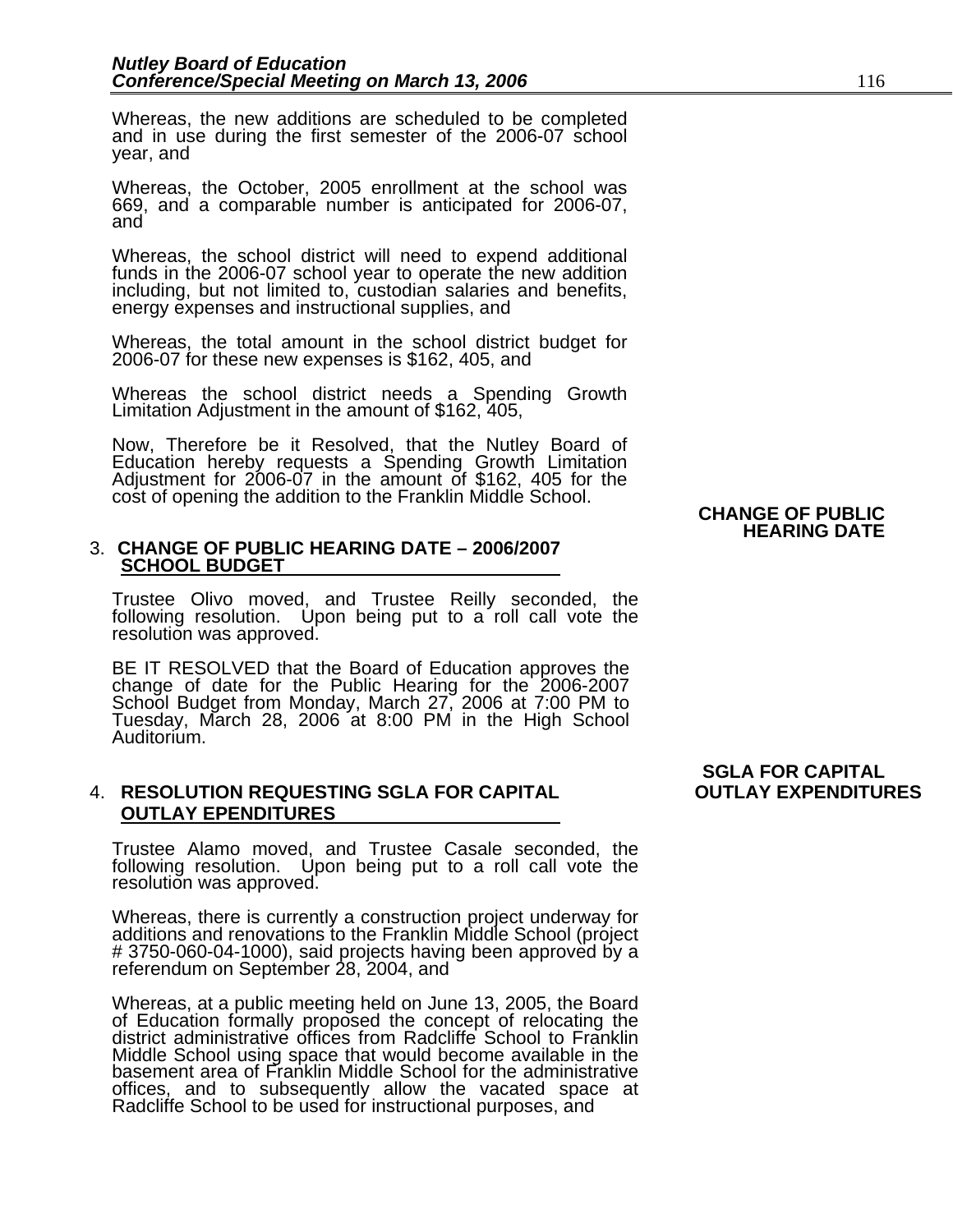Whereas, the new additions are scheduled to be completed and in use during the first semester of the 2006-07 school year, and

Whereas, the October, 2005 enrollment at the school was 669, and a comparable number is anticipated for 2006-07, and

Whereas, the school district will need to expend additional funds in the 2006-07 school year to operate the new addition including, but not limited to, custodian salaries and benefits, energy expenses and instructional supplies, and

Whereas, the total amount in the school district budget for 2006-07 for these new expenses is $162, 405, and

Whereas the school district needs a Spending Growth Limitation Adjustment in the amount of $162, 405,

Now, Therefore be it Resolved, that the Nutley Board of Education hereby requests a Spending Growth Limitation Adjustment for 2006-07 in the amount of $162, 405 for the cost of opening the addition to the Franklin Middle School.

**CHANGE OF PUBLIC HEARING DATE**

3. **CHANGE OF PUBLIC HEARING DATE – 2006/2007 SCHOOL BUDGET**

Trustee Olivo moved, and Trustee Reilly seconded, the following resolution. Upon being put to a roll call vote the resolution was approved.

BE IT RESOLVED that the Board of Education approves the change of date for the Public Hearing for the 2006-2007 School Budget from Monday, March 27, 2006 at 7:00 PM to Tuesday, March 28, 2006 at 8:00 PM in the High School Auditorium.

**SGLA FOR CAPITAL OUTLAY EXPENDITURES**

4. **RESOLUTION REQUESTING SGLA FOR CAPITAL OUTLAY EPENDITURES**

Trustee Alamo moved, and Trustee Casale seconded, the following resolution. Upon being put to a roll call vote the resolution was approved.

Whereas, there is currently a construction project underway for additions and renovations to the Franklin Middle School (project # 3750-060-04-1000), said projects having been approved by a referendum on September 28, 2004, and

Whereas, at a public meeting held on June 13, 2005, the Board of Education formally proposed the concept of relocating the district administrative offices from Radcliffe School to Franklin Middle School using space that would become available in the basement area of Franklin Middle School for the administrative offices, and to subsequently allow the vacated space at Radcliffe School to be used for instructional purposes, and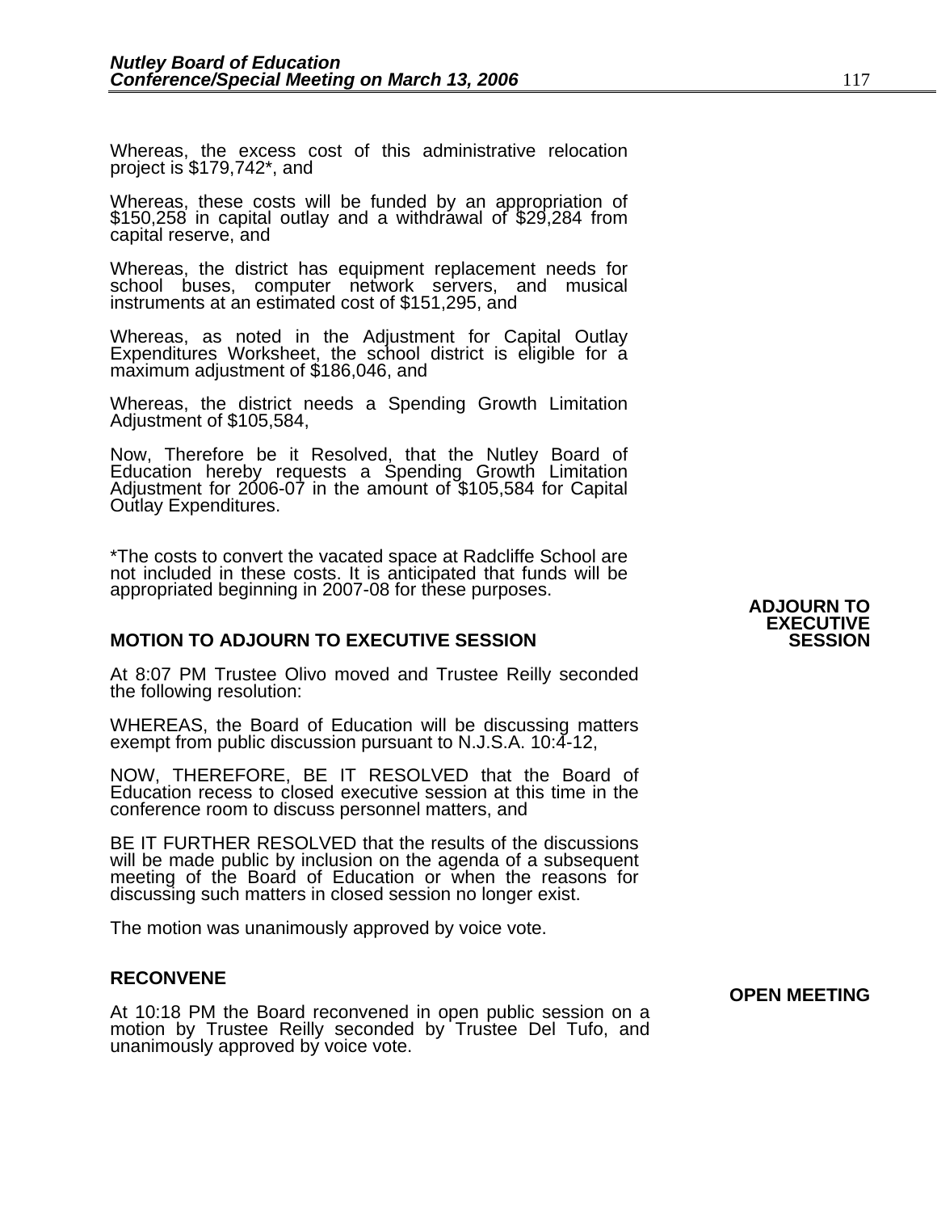Whereas, the excess cost of this administrative relocation project is $179,742*, and

Whereas, these costs will be funded by an appropriation of $150,258 in capital outlay and a withdrawal of $29,284 from capital reserve, and

Whereas, the district has equipment replacement needs for school buses, computer network servers, and musical instruments at an estimated cost of $151,295, and

Whereas, as noted in the Adjustment for Capital Outlay Expenditures Worksheet, the school district is eligible for a maximum adjustment of $186,046, and

Whereas, the district needs a Spending Growth Limitation Adjustment of $105,584,

Now, Therefore be it Resolved, that the Nutley Board of Education hereby requests a Spending Growth Limitation Adjustment for 2006-07 in the amount of $105,584 for Capital Outlay Expenditures.

*The costs to convert the vacated space at Radcliffe School are not included in these costs. It is anticipated that funds will be appropriated beginning in 2007-08 for these purposes.

**ADJOURN TO EXECUTIVE SESSION**

**MOTION TO ADJOURN TO EXECUTIVE SESSION**

At 8:07 PM Trustee Olivo moved and Trustee Reilly seconded the following resolution:

WHEREAS, the Board of Education will be discussing matters exempt from public discussion pursuant to N.J.S.A. 10:4-12,

NOW, THEREFORE, BE IT RESOLVED that the Board of Education recess to closed executive session at this time in the conference room to discuss personnel matters, and

BE IT FURTHER RESOLVED that the results of the discussions will be made public by inclusion on the agenda of a subsequent meeting of the Board of Education or when the reasons for discussing such matters in closed session no longer exist.

The motion was unanimously approved by voice vote.

**RECONVENE**

**OPEN MEETING**

At 10:18 PM the Board reconvened in open public session on a motion by Trustee Reilly seconded by Trustee Del Tufo, and unanimously approved by voice vote.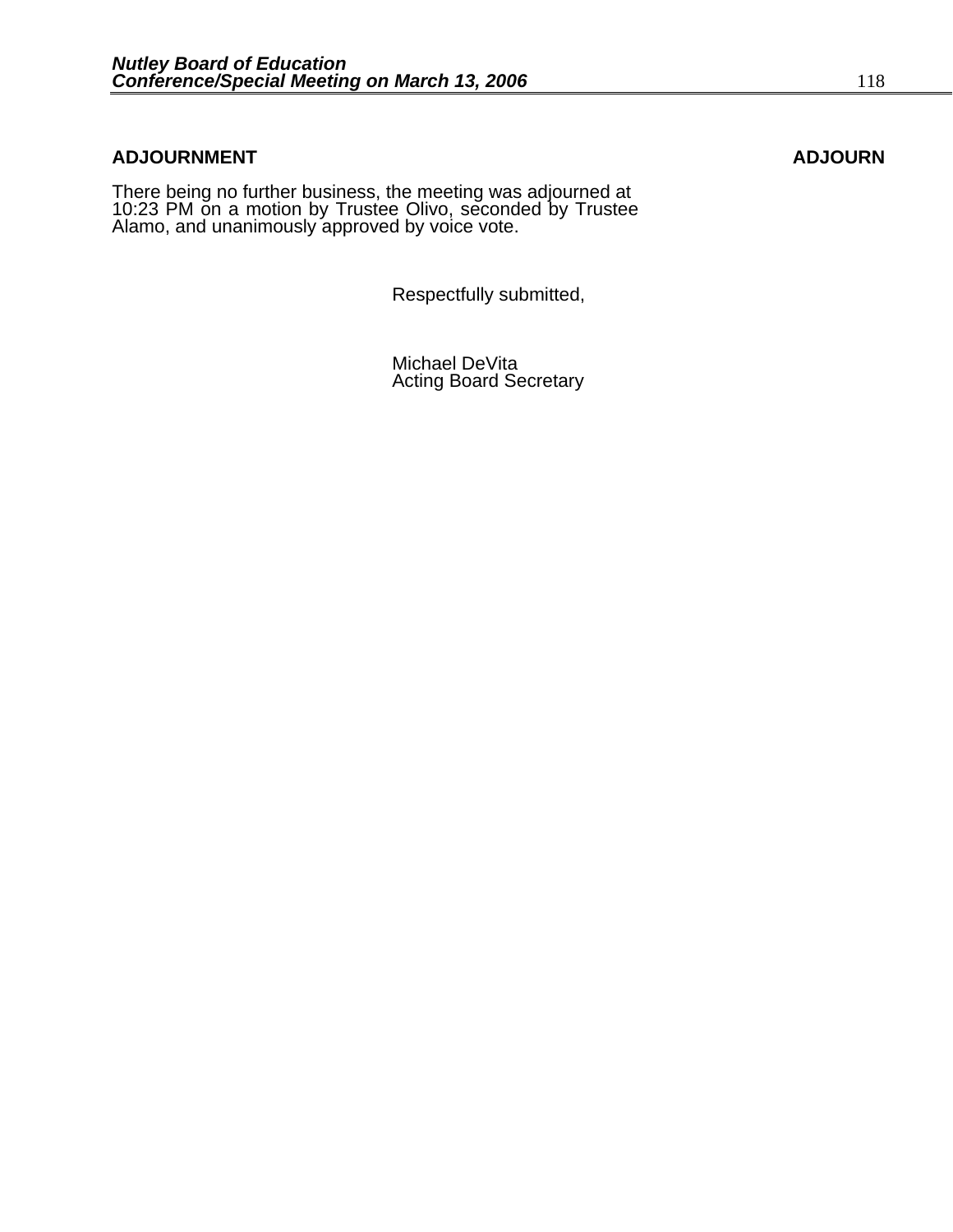**ADJOURNMENT** **ADJOURN**

There being no further business, the meeting was adjourned at 10:23 PM on a motion by Trustee Olivo, seconded by Trustee Alamo, and unanimously approved by voice vote.

Respectfully submitted,

Michael DeVita
Acting Board Secretary